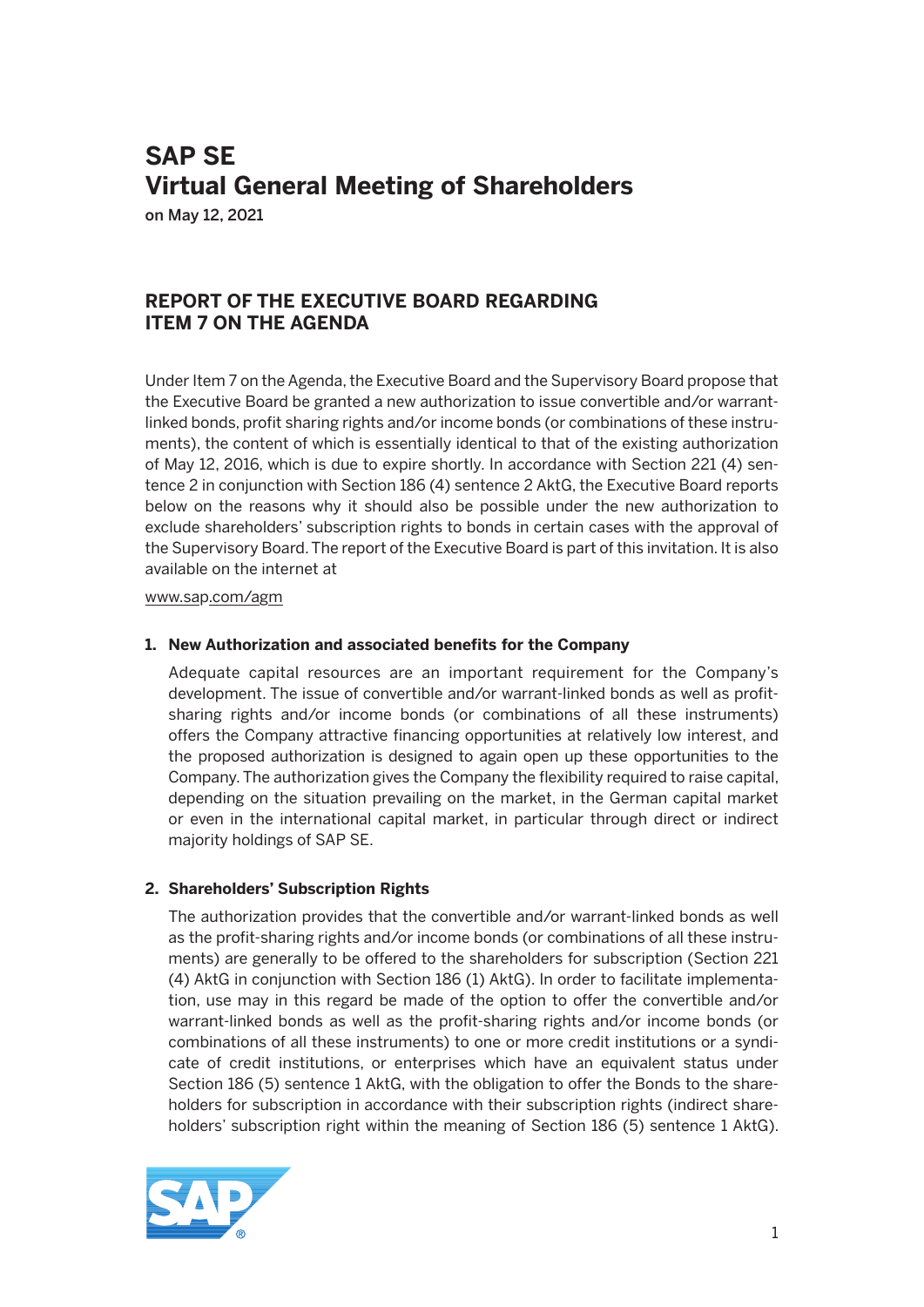# SAP SE
# Virtual General Meeting of Shareholders

on May 12, 2021

## REPORT OF THE EXECUTIVE BOARD REGARDING ITEM 7 ON THE AGENDA

Under Item 7 on the Agenda, the Executive Board and the Supervisory Board propose that the Executive Board be granted a new authorization to issue convertible and/or warrant-linked bonds, profit sharing rights and/or income bonds (or combinations of these instruments), the content of which is essentially identical to that of the existing authorization of May 12, 2016, which is due to expire shortly. In accordance with Section 221 (4) sentence 2 in conjunction with Section 186 (4) sentence 2 AktG, the Executive Board reports below on the reasons why it should also be possible under the new authorization to exclude shareholders' subscription rights to bonds in certain cases with the approval of the Supervisory Board. The report of the Executive Board is part of this invitation. It is also available on the internet at

www.sap.com/agm

### 1. New Authorization and associated benefits for the Company

Adequate capital resources are an important requirement for the Company's development. The issue of convertible and/or warrant-linked bonds as well as profit-sharing rights and/or income bonds (or combinations of all these instruments) offers the Company attractive financing opportunities at relatively low interest, and the proposed authorization is designed to again open up these opportunities to the Company. The authorization gives the Company the flexibility required to raise capital, depending on the situation prevailing on the market, in the German capital market or even in the international capital market, in particular through direct or indirect majority holdings of SAP SE.

### 2. Shareholders' Subscription Rights

The authorization provides that the convertible and/or warrant-linked bonds as well as the profit-sharing rights and/or income bonds (or combinations of all these instruments) are generally to be offered to the shareholders for subscription (Section 221 (4) AktG in conjunction with Section 186 (1) AktG). In order to facilitate implementation, use may in this regard be made of the option to offer the convertible and/or warrant-linked bonds as well as the profit-sharing rights and/or income bonds (or combinations of all these instruments) to one or more credit institutions or a syndicate of credit institutions, or enterprises which have an equivalent status under Section 186 (5) sentence 1 AktG, with the obligation to offer the Bonds to the shareholders for subscription in accordance with their subscription rights (indirect shareholders' subscription right within the meaning of Section 186 (5) sentence 1 AktG).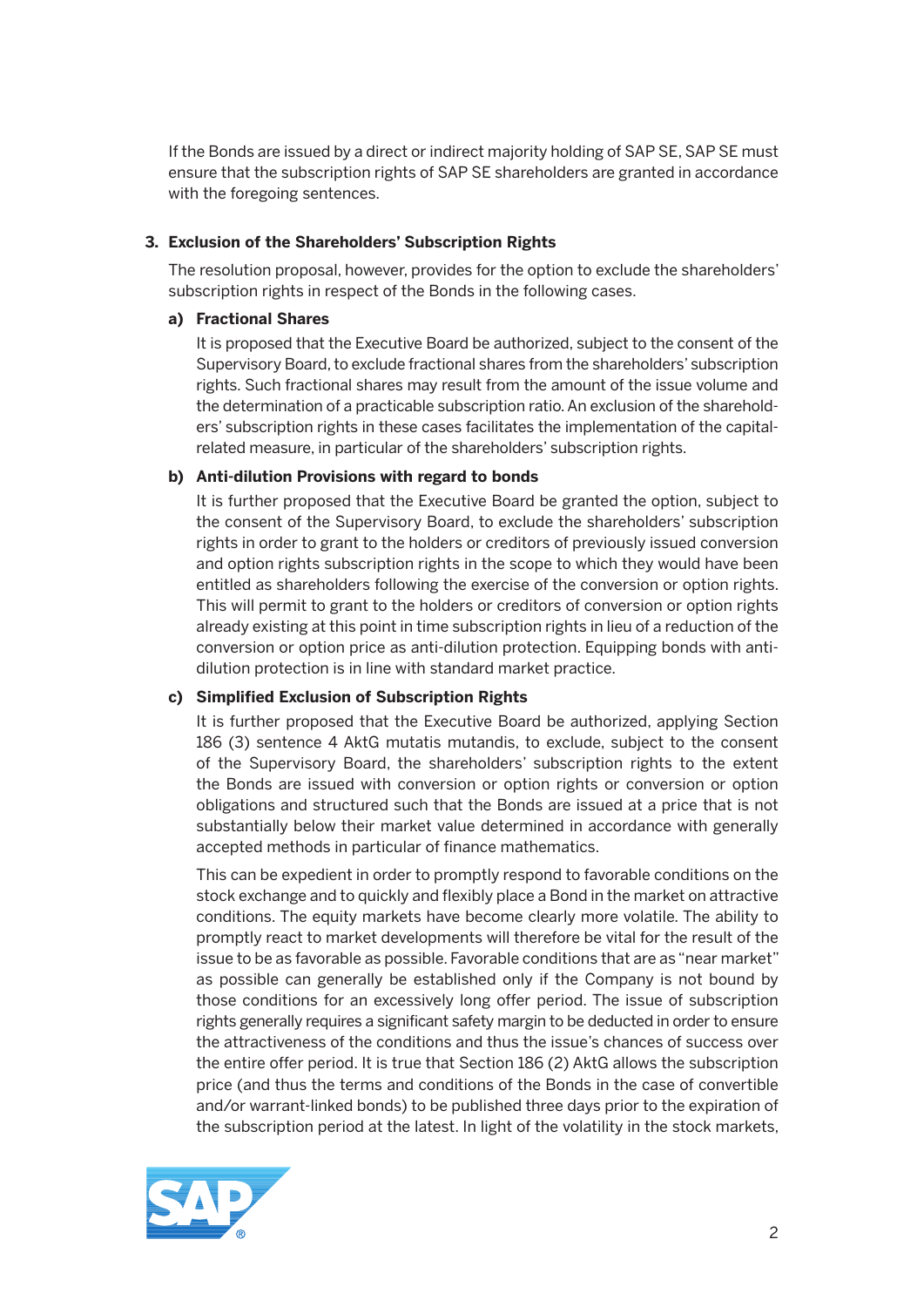If the Bonds are issued by a direct or indirect majority holding of SAP SE, SAP SE must ensure that the subscription rights of SAP SE shareholders are granted in accordance with the foregoing sentences.

### 3. Exclusion of the Shareholders' Subscription Rights

The resolution proposal, however, provides for the option to exclude the shareholders' subscription rights in respect of the Bonds in the following cases.

#### a) Fractional Shares

It is proposed that the Executive Board be authorized, subject to the consent of the Supervisory Board, to exclude fractional shares from the shareholders' subscription rights. Such fractional shares may result from the amount of the issue volume and the determination of a practicable subscription ratio. An exclusion of the shareholders' subscription rights in these cases facilitates the implementation of the capital-related measure, in particular of the shareholders' subscription rights.

#### b) Anti-dilution Provisions with regard to bonds

It is further proposed that the Executive Board be granted the option, subject to the consent of the Supervisory Board, to exclude the shareholders' subscription rights in order to grant to the holders or creditors of previously issued conversion and option rights subscription rights in the scope to which they would have been entitled as shareholders following the exercise of the conversion or option rights. This will permit to grant to the holders or creditors of conversion or option rights already existing at this point in time subscription rights in lieu of a reduction of the conversion or option price as anti-dilution protection. Equipping bonds with anti-dilution protection is in line with standard market practice.

#### c) Simplified Exclusion of Subscription Rights

It is further proposed that the Executive Board be authorized, applying Section 186 (3) sentence 4 AktG mutatis mutandis, to exclude, subject to the consent of the Supervisory Board, the shareholders' subscription rights to the extent the Bonds are issued with conversion or option rights or conversion or option obligations and structured such that the Bonds are issued at a price that is not substantially below their market value determined in accordance with generally accepted methods in particular of finance mathematics.

This can be expedient in order to promptly respond to favorable conditions on the stock exchange and to quickly and flexibly place a Bond in the market on attractive conditions. The equity markets have become clearly more volatile. The ability to promptly react to market developments will therefore be vital for the result of the issue to be as favorable as possible. Favorable conditions that are as "near market" as possible can generally be established only if the Company is not bound by those conditions for an excessively long offer period. The issue of subscription rights generally requires a significant safety margin to be deducted in order to ensure the attractiveness of the conditions and thus the issue's chances of success over the entire offer period. It is true that Section 186 (2) AktG allows the subscription price (and thus the terms and conditions of the Bonds in the case of convertible and/or warrant-linked bonds) to be published three days prior to the expiration of the subscription period at the latest. In light of the volatility in the stock markets,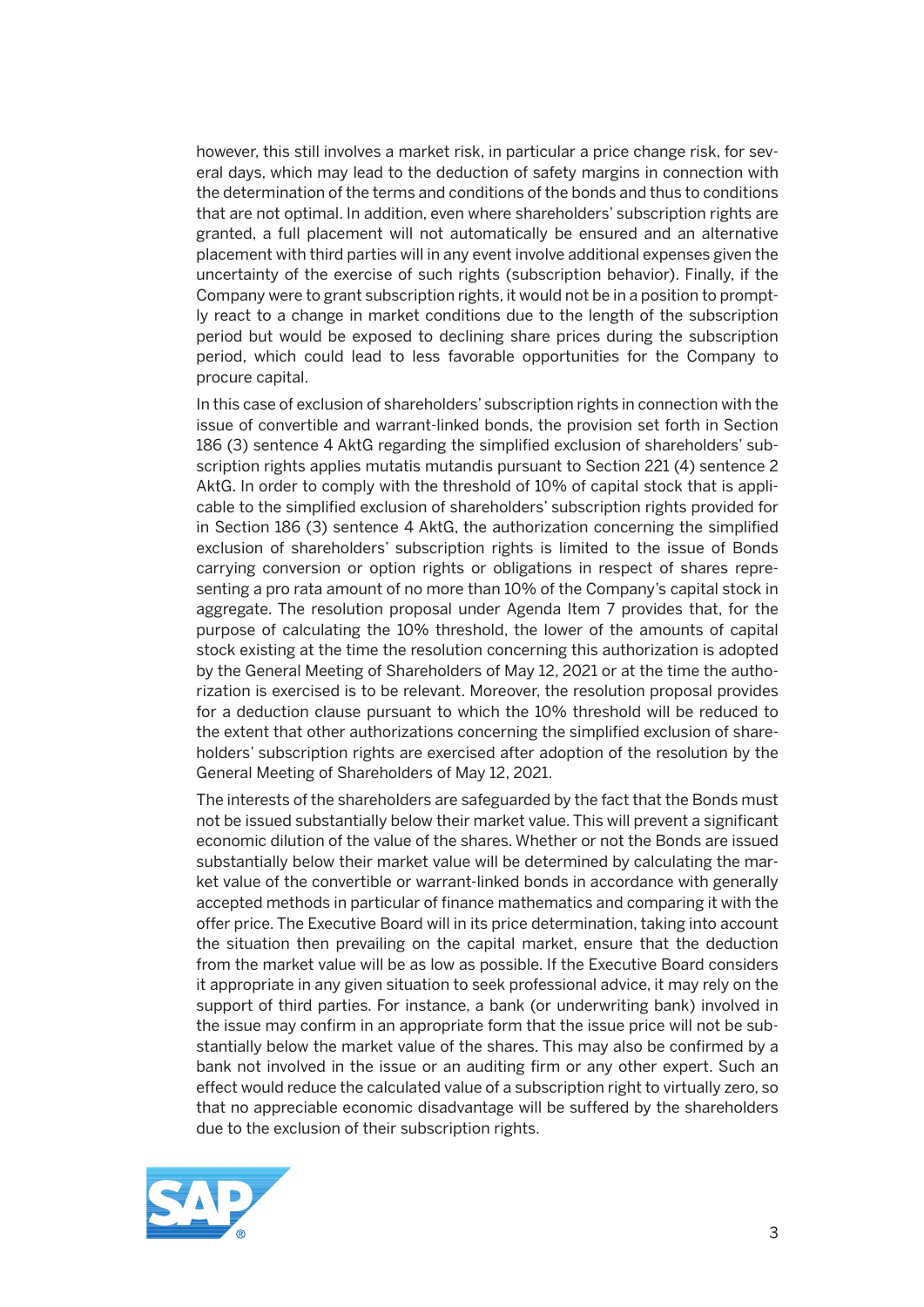however, this still involves a market risk, in particular a price change risk, for several days, which may lead to the deduction of safety margins in connection with the determination of the terms and conditions of the bonds and thus to conditions that are not optimal. In addition, even where shareholders' subscription rights are granted, a full placement will not automatically be ensured and an alternative placement with third parties will in any event involve additional expenses given the uncertainty of the exercise of such rights (subscription behavior). Finally, if the Company were to grant subscription rights, it would not be in a position to promptly react to a change in market conditions due to the length of the subscription period but would be exposed to declining share prices during the subscription period, which could lead to less favorable opportunities for the Company to procure capital.

In this case of exclusion of shareholders' subscription rights in connection with the issue of convertible and warrant-linked bonds, the provision set forth in Section 186 (3) sentence 4 AktG regarding the simplified exclusion of shareholders' subscription rights applies mutatis mutandis pursuant to Section 221 (4) sentence 2 AktG. In order to comply with the threshold of 10% of capital stock that is applicable to the simplified exclusion of shareholders' subscription rights provided for in Section 186 (3) sentence 4 AktG, the authorization concerning the simplified exclusion of shareholders' subscription rights is limited to the issue of Bonds carrying conversion or option rights or obligations in respect of shares representing a pro rata amount of no more than 10% of the Company's capital stock in aggregate. The resolution proposal under Agenda Item 7 provides that, for the purpose of calculating the 10% threshold, the lower of the amounts of capital stock existing at the time the resolution concerning this authorization is adopted by the General Meeting of Shareholders of May 12, 2021 or at the time the authorization is exercised is to be relevant. Moreover, the resolution proposal provides for a deduction clause pursuant to which the 10% threshold will be reduced to the extent that other authorizations concerning the simplified exclusion of shareholders' subscription rights are exercised after adoption of the resolution by the General Meeting of Shareholders of May 12, 2021.

The interests of the shareholders are safeguarded by the fact that the Bonds must not be issued substantially below their market value. This will prevent a significant economic dilution of the value of the shares. Whether or not the Bonds are issued substantially below their market value will be determined by calculating the market value of the convertible or warrant-linked bonds in accordance with generally accepted methods in particular of finance mathematics and comparing it with the offer price. The Executive Board will in its price determination, taking into account the situation then prevailing on the capital market, ensure that the deduction from the market value will be as low as possible. If the Executive Board considers it appropriate in any given situation to seek professional advice, it may rely on the support of third parties. For instance, a bank (or underwriting bank) involved in the issue may confirm in an appropriate form that the issue price will not be substantially below the market value of the shares. This may also be confirmed by a bank not involved in the issue or an auditing firm or any other expert. Such an effect would reduce the calculated value of a subscription right to virtually zero, so that no appreciable economic disadvantage will be suffered by the shareholders due to the exclusion of their subscription rights.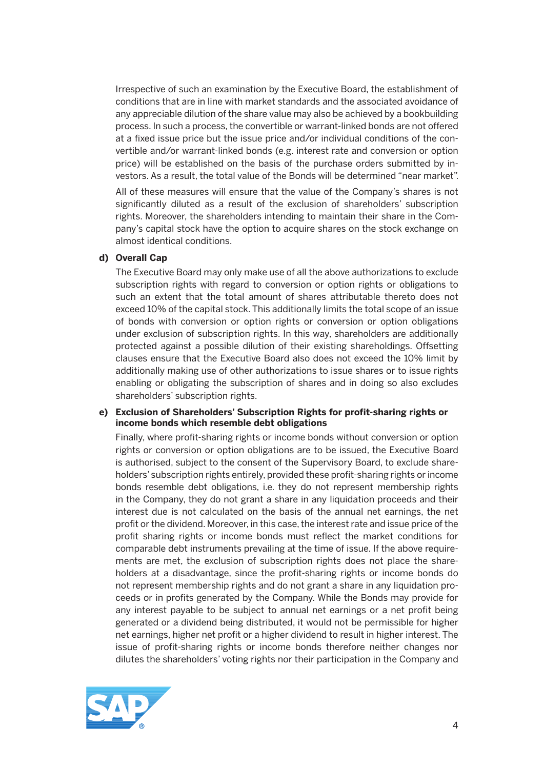Irrespective of such an examination by the Executive Board, the establishment of conditions that are in line with market standards and the associated avoidance of any appreciable dilution of the share value may also be achieved by a bookbuilding process. In such a process, the convertible or warrant-linked bonds are not offered at a fixed issue price but the issue price and/or individual conditions of the convertible and/or warrant-linked bonds (e.g. interest rate and conversion or option price) will be established on the basis of the purchase orders submitted by investors. As a result, the total value of the Bonds will be determined "near market".

All of these measures will ensure that the value of the Company's shares is not significantly diluted as a result of the exclusion of shareholders' subscription rights. Moreover, the shareholders intending to maintain their share in the Company's capital stock have the option to acquire shares on the stock exchange on almost identical conditions.

**d) Overall Cap**

The Executive Board may only make use of all the above authorizations to exclude subscription rights with regard to conversion or option rights or obligations to such an extent that the total amount of shares attributable thereto does not exceed 10% of the capital stock. This additionally limits the total scope of an issue of bonds with conversion or option rights or conversion or option obligations under exclusion of subscription rights. In this way, shareholders are additionally protected against a possible dilution of their existing shareholdings. Offsetting clauses ensure that the Executive Board also does not exceed the 10% limit by additionally making use of other authorizations to issue shares or to issue rights enabling or obligating the subscription of shares and in doing so also excludes shareholders' subscription rights.

**e) Exclusion of Shareholders' Subscription Rights for profit-sharing rights or income bonds which resemble debt obligations**

Finally, where profit-sharing rights or income bonds without conversion or option rights or conversion or option obligations are to be issued, the Executive Board is authorised, subject to the consent of the Supervisory Board, to exclude shareholders' subscription rights entirely, provided these profit-sharing rights or income bonds resemble debt obligations, i.e. they do not represent membership rights in the Company, they do not grant a share in any liquidation proceeds and their interest due is not calculated on the basis of the annual net earnings, the net profit or the dividend. Moreover, in this case, the interest rate and issue price of the profit sharing rights or income bonds must reflect the market conditions for comparable debt instruments prevailing at the time of issue. If the above requirements are met, the exclusion of subscription rights does not place the shareholders at a disadvantage, since the profit-sharing rights or income bonds do not represent membership rights and do not grant a share in any liquidation proceeds or in profits generated by the Company. While the Bonds may provide for any interest payable to be subject to annual net earnings or a net profit being generated or a dividend being distributed, it would not be permissible for higher net earnings, higher net profit or a higher dividend to result in higher interest. The issue of profit-sharing rights or income bonds therefore neither changes nor dilutes the shareholders' voting rights nor their participation in the Company and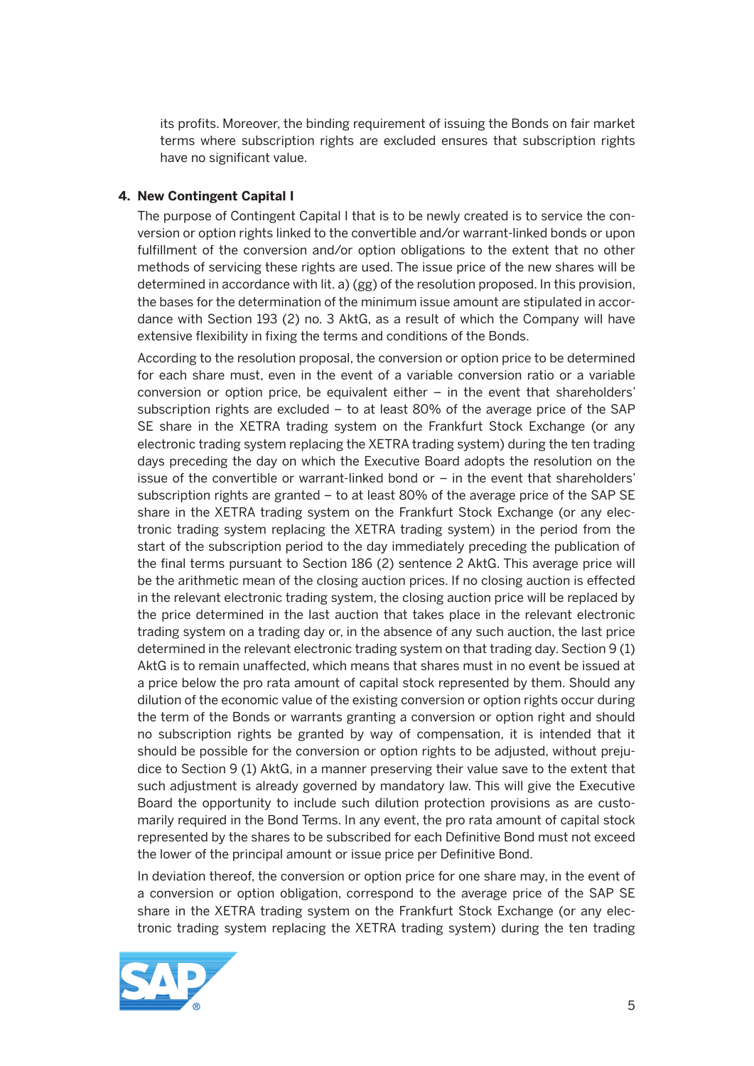its profits. Moreover, the binding requirement of issuing the Bonds on fair market terms where subscription rights are excluded ensures that subscription rights have no significant value.

## 4. New Contingent Capital I

The purpose of Contingent Capital I that is to be newly created is to service the conversion or option rights linked to the convertible and/or warrant-linked bonds or upon fulfillment of the conversion and/or option obligations to the extent that no other methods of servicing these rights are used. The issue price of the new shares will be determined in accordance with lit. a) (gg) of the resolution proposed. In this provision, the bases for the determination of the minimum issue amount are stipulated in accordance with Section 193 (2) no. 3 AktG, as a result of which the Company will have extensive flexibility in fixing the terms and conditions of the Bonds.

According to the resolution proposal, the conversion or option price to be determined for each share must, even in the event of a variable conversion ratio or a variable conversion or option price, be equivalent either – in the event that shareholders' subscription rights are excluded – to at least 80% of the average price of the SAP SE share in the XETRA trading system on the Frankfurt Stock Exchange (or any electronic trading system replacing the XETRA trading system) during the ten trading days preceding the day on which the Executive Board adopts the resolution on the issue of the convertible or warrant-linked bond or – in the event that shareholders' subscription rights are granted – to at least 80% of the average price of the SAP SE share in the XETRA trading system on the Frankfurt Stock Exchange (or any electronic trading system replacing the XETRA trading system) in the period from the start of the subscription period to the day immediately preceding the publication of the final terms pursuant to Section 186 (2) sentence 2 AktG. This average price will be the arithmetic mean of the closing auction prices. If no closing auction is effected in the relevant electronic trading system, the closing auction price will be replaced by the price determined in the last auction that takes place in the relevant electronic trading system on a trading day or, in the absence of any such auction, the last price determined in the relevant electronic trading system on that trading day. Section 9 (1) AktG is to remain unaffected, which means that shares must in no event be issued at a price below the pro rata amount of capital stock represented by them. Should any dilution of the economic value of the existing conversion or option rights occur during the term of the Bonds or warrants granting a conversion or option right and should no subscription rights be granted by way of compensation, it is intended that it should be possible for the conversion or option rights to be adjusted, without prejudice to Section 9 (1) AktG, in a manner preserving their value save to the extent that such adjustment is already governed by mandatory law. This will give the Executive Board the opportunity to include such dilution protection provisions as are customarily required in the Bond Terms. In any event, the pro rata amount of capital stock represented by the shares to be subscribed for each Definitive Bond must not exceed the lower of the principal amount or issue price per Definitive Bond.

In deviation thereof, the conversion or option price for one share may, in the event of a conversion or option obligation, correspond to the average price of the SAP SE share in the XETRA trading system on the Frankfurt Stock Exchange (or any electronic trading system replacing the XETRA trading system) during the ten trading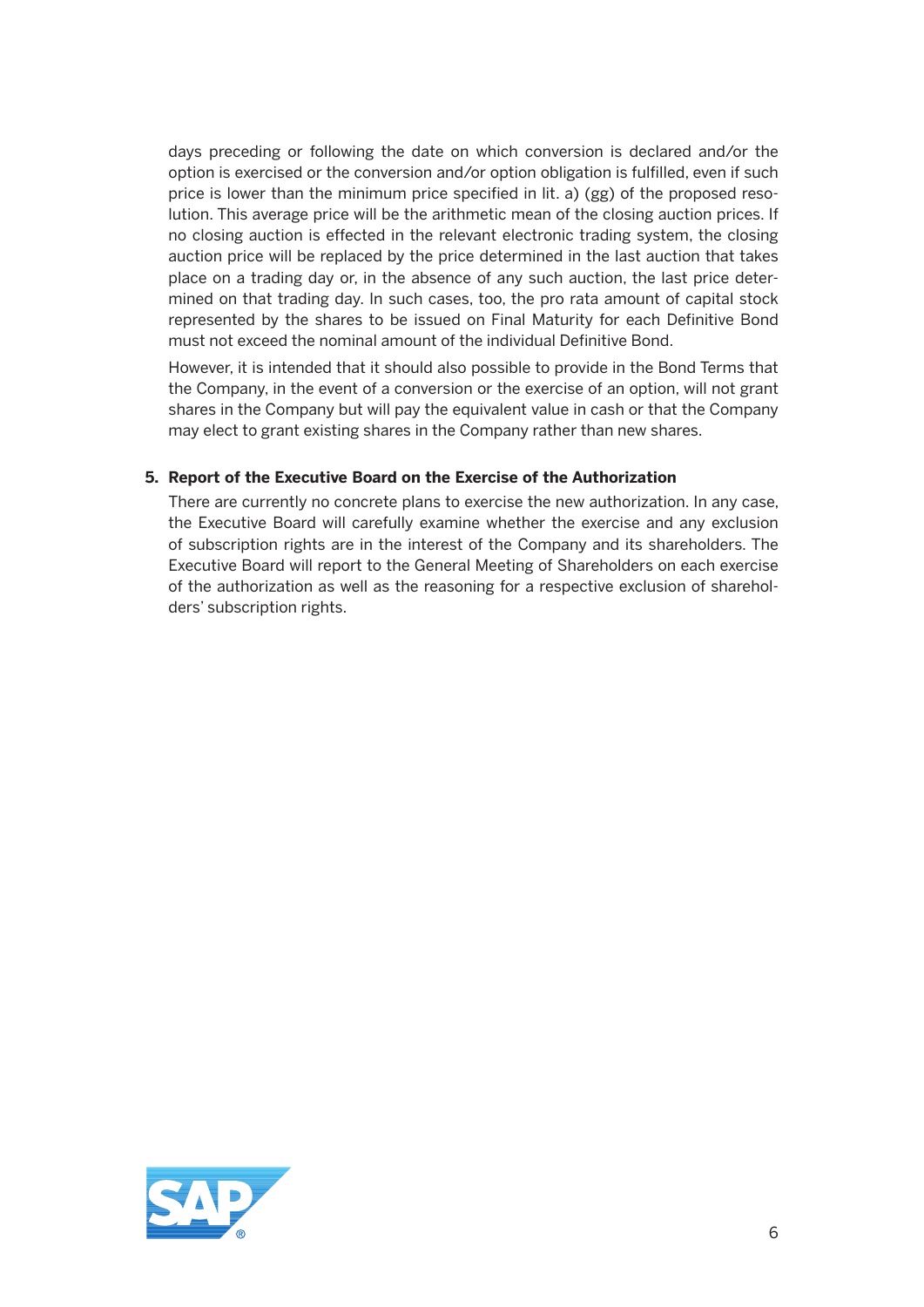days preceding or following the date on which conversion is declared and/or the option is exercised or the conversion and/or option obligation is fulfilled, even if such price is lower than the minimum price specified in lit. a) (gg) of the proposed resolution. This average price will be the arithmetic mean of the closing auction prices. If no closing auction is effected in the relevant electronic trading system, the closing auction price will be replaced by the price determined in the last auction that takes place on a trading day or, in the absence of any such auction, the last price determined on that trading day. In such cases, too, the pro rata amount of capital stock represented by the shares to be issued on Final Maturity for each Definitive Bond must not exceed the nominal amount of the individual Definitive Bond.

However, it is intended that it should also possible to provide in the Bond Terms that the Company, in the event of a conversion or the exercise of an option, will not grant shares in the Company but will pay the equivalent value in cash or that the Company may elect to grant existing shares in the Company rather than new shares.

**5. Report of the Executive Board on the Exercise of the Authorization**

There are currently no concrete plans to exercise the new authorization. In any case, the Executive Board will carefully examine whether the exercise and any exclusion of subscription rights are in the interest of the Company and its shareholders. The Executive Board will report to the General Meeting of Shareholders on each exercise of the authorization as well as the reasoning for a respective exclusion of shareholders' subscription rights.